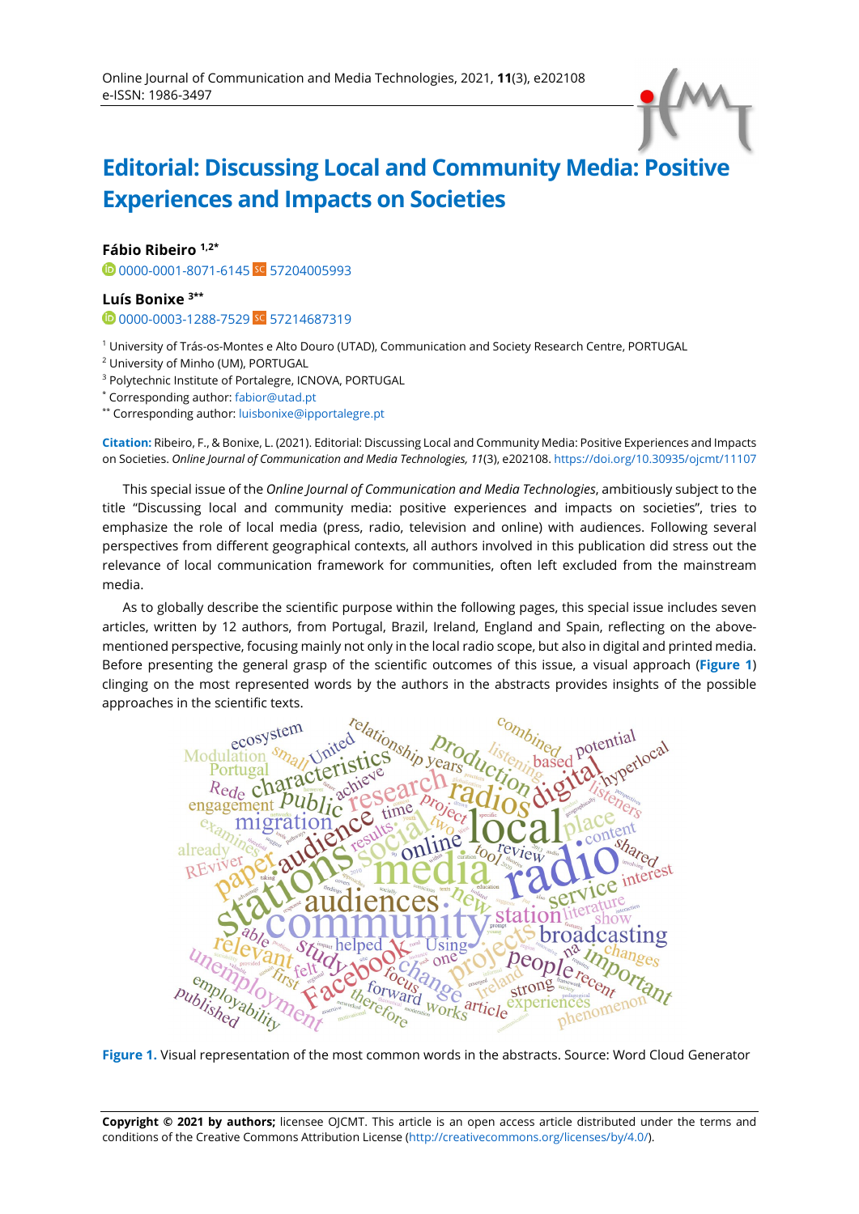# Editorial: Discussing Local and Community Media: Positive Experiences and Impacts on Societies

**Fábio Ribeiro** [1,2*]
0000-0001-8071-6145 57204005993

**Luís Bonixe** [3**]
0000-0003-1288-7529 57214687319

[1] University of Trás-os-Montes e Alto Douro (UTAD), Communication and Society Research Centre, PORTUGAL
[2] University of Minho (UM), PORTUGAL
[3] Polytechnic Institute of Portalegre, ICNOVA, PORTUGAL
[*] Corresponding author: fabior@utad.pt
[**] Corresponding author: luisbonixe@ipportalegre.pt

**Citation:** Ribeiro, F., & Bonixe, L. (2021). Editorial: Discussing Local and Community Media: Positive Experiences and Impacts on Societies. *Online Journal of Communication and Media Technologies, 11*(3), e202108. https://doi.org/10.30935/ojcmt/11107

This special issue of the *Online Journal of Communication and Media Technologies*, ambitiously subject to the title "Discussing local and community media: positive experiences and impacts on societies", tries to emphasize the role of local media (press, radio, television and online) with audiences. Following several perspectives from different geographical contexts, all authors involved in this publication did stress out the relevance of local communication framework for communities, often left excluded from the mainstream media.

As to globally describe the scientific purpose within the following pages, this special issue includes seven articles, written by 12 authors, from Portugal, Brazil, Ireland, England and Spain, reflecting on the above-mentioned perspective, focusing mainly not only in the local radio scope, but also in digital and printed media. Before presenting the general grasp of the scientific outcomes of this issue, a visual approach (**Figure 1**) clinging on the most represented words by the authors in the abstracts provides insights of the possible approaches in the scientific texts.

**Figure 1.** Visual representation of the most common words in the abstracts. Source: Word Cloud Generator

**Copyright © 2021 by authors;** licensee OJCMT. This article is an open access article distributed under the terms and conditions of the Creative Commons Attribution License (http://creativecommons.org/licenses/by/4.0/).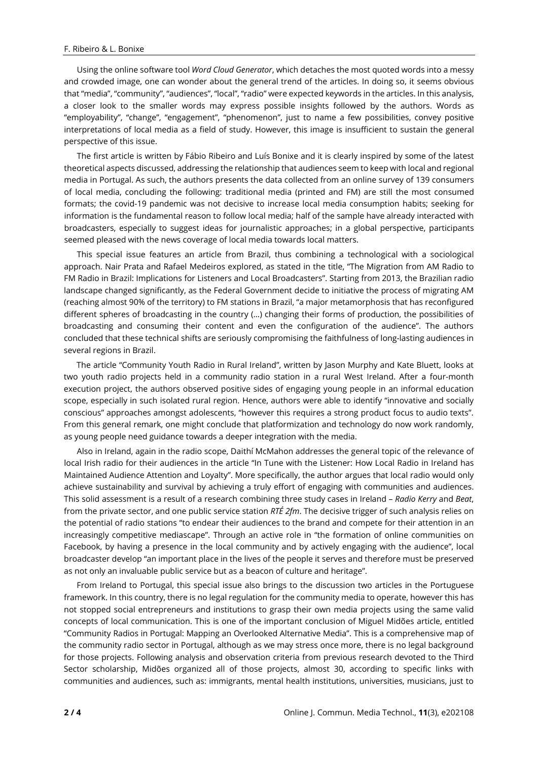Using the online software tool *Word Cloud Generator*, which detaches the most quoted words into a messy and crowded image, one can wonder about the general trend of the articles. In doing so, it seems obvious that "media", "community", "audiences", "local", "radio" were expected keywords in the articles. In this analysis, a closer look to the smaller words may express possible insights followed by the authors. Words as "employability", "change", "engagement", "phenomenon", just to name a few possibilities, convey positive interpretations of local media as a field of study. However, this image is insufficient to sustain the general perspective of this issue.

The first article is written by Fábio Ribeiro and Luís Bonixe and it is clearly inspired by some of the latest theoretical aspects discussed, addressing the relationship that audiences seem to keep with local and regional media in Portugal. As such, the authors presents the data collected from an online survey of 139 consumers of local media, concluding the following: traditional media (printed and FM) are still the most consumed formats; the covid-19 pandemic was not decisive to increase local media consumption habits; seeking for information is the fundamental reason to follow local media; half of the sample have already interacted with broadcasters, especially to suggest ideas for journalistic approaches; in a global perspective, participants seemed pleased with the news coverage of local media towards local matters.

This special issue features an article from Brazil, thus combining a technological with a sociological approach. Nair Prata and Rafael Medeiros explored, as stated in the title, "The Migration from AM Radio to FM Radio in Brazil: Implications for Listeners and Local Broadcasters". Starting from 2013, the Brazilian radio landscape changed significantly, as the Federal Government decide to initiative the process of migrating AM (reaching almost 90% of the territory) to FM stations in Brazil, "a major metamorphosis that has reconfigured different spheres of broadcasting in the country (…) changing their forms of production, the possibilities of broadcasting and consuming their content and even the configuration of the audience". The authors concluded that these technical shifts are seriously compromising the faithfulness of long-lasting audiences in several regions in Brazil.

The article "Community Youth Radio in Rural Ireland", written by Jason Murphy and Kate Bluett, looks at two youth radio projects held in a community radio station in a rural West Ireland. After a four-month execution project, the authors observed positive sides of engaging young people in an informal education scope, especially in such isolated rural region. Hence, authors were able to identify "innovative and socially conscious" approaches amongst adolescents, "however this requires a strong product focus to audio texts". From this general remark, one might conclude that platformization and technology do now work randomly, as young people need guidance towards a deeper integration with the media.

Also in Ireland, again in the radio scope, Daithí McMahon addresses the general topic of the relevance of local Irish radio for their audiences in the article "In Tune with the Listener: How Local Radio in Ireland has Maintained Audience Attention and Loyalty". More specifically, the author argues that local radio would only achieve sustainability and survival by achieving a truly effort of engaging with communities and audiences. This solid assessment is a result of a research combining three study cases in Ireland – *Radio Kerry* and *Beat*, from the private sector, and one public service station *RTÉ 2fm*. The decisive trigger of such analysis relies on the potential of radio stations "to endear their audiences to the brand and compete for their attention in an increasingly competitive mediascape". Through an active role in "the formation of online communities on Facebook, by having a presence in the local community and by actively engaging with the audience", local broadcaster develop "an important place in the lives of the people it serves and therefore must be preserved as not only an invaluable public service but as a beacon of culture and heritage".

From Ireland to Portugal, this special issue also brings to the discussion two articles in the Portuguese framework. In this country, there is no legal regulation for the community media to operate, however this has not stopped social entrepreneurs and institutions to grasp their own media projects using the same valid concepts of local communication. This is one of the important conclusion of Miguel Midões article, entitled "Community Radios in Portugal: Mapping an Overlooked Alternative Media". This is a comprehensive map of the community radio sector in Portugal, although as we may stress once more, there is no legal background for those projects. Following analysis and observation criteria from previous research devoted to the Third Sector scholarship, Midões organized all of those projects, almost 30, according to specific links with communities and audiences, such as: immigrants, mental health institutions, universities, musicians, just to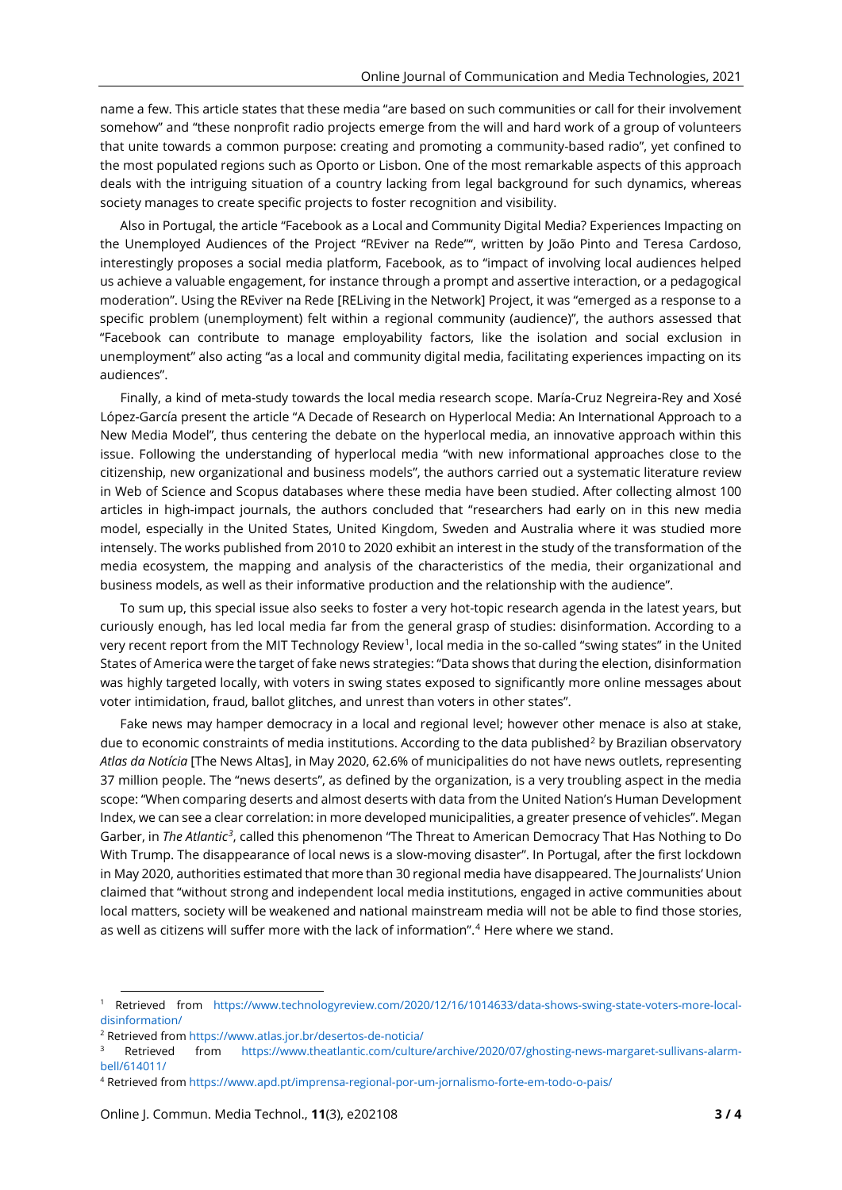name a few. This article states that these media "are based on such communities or call for their involvement somehow" and "these nonprofit radio projects emerge from the will and hard work of a group of volunteers that unite towards a common purpose: creating and promoting a community-based radio", yet confined to the most populated regions such as Oporto or Lisbon. One of the most remarkable aspects of this approach deals with the intriguing situation of a country lacking from legal background for such dynamics, whereas society manages to create specific projects to foster recognition and visibility.

Also in Portugal, the article "Facebook as a Local and Community Digital Media? Experiences Impacting on the Unemployed Audiences of the Project "REviver na Rede"", written by João Pinto and Teresa Cardoso, interestingly proposes a social media platform, Facebook, as to "impact of involving local audiences helped us achieve a valuable engagement, for instance through a prompt and assertive interaction, or a pedagogical moderation". Using the REviver na Rede [RELiving in the Network] Project, it was "emerged as a response to a specific problem (unemployment) felt within a regional community (audience)", the authors assessed that "Facebook can contribute to manage employability factors, like the isolation and social exclusion in unemployment" also acting "as a local and community digital media, facilitating experiences impacting on its audiences".

Finally, a kind of meta-study towards the local media research scope. María-Cruz Negreira-Rey and Xosé López-García present the article "A Decade of Research on Hyperlocal Media: An International Approach to a New Media Model", thus centering the debate on the hyperlocal media, an innovative approach within this issue. Following the understanding of hyperlocal media "with new informational approaches close to the citizenship, new organizational and business models", the authors carried out a systematic literature review in Web of Science and Scopus databases where these media have been studied. After collecting almost 100 articles in high-impact journals, the authors concluded that "researchers had early on in this new media model, especially in the United States, United Kingdom, Sweden and Australia where it was studied more intensely. The works published from 2010 to 2020 exhibit an interest in the study of the transformation of the media ecosystem, the mapping and analysis of the characteristics of the media, their organizational and business models, as well as their informative production and the relationship with the audience".

To sum up, this special issue also seeks to foster a very hot-topic research agenda in the latest years, but curiously enough, has led local media far from the general grasp of studies: disinformation. According to a very recent report from the MIT Technology Review[1], local media in the so-called "swing states" in the United States of America were the target of fake news strategies: "Data shows that during the election, disinformation was highly targeted locally, with voters in swing states exposed to significantly more online messages about voter intimidation, fraud, ballot glitches, and unrest than voters in other states".

Fake news may hamper democracy in a local and regional level; however other menace is also at stake, due to economic constraints of media institutions. According to the data published[2] by Brazilian observatory *Atlas da Notícia* [The News Altas], in May 2020, 62.6% of municipalities do not have news outlets, representing 37 million people. The "news deserts", as defined by the organization, is a very troubling aspect in the media scope: "When comparing deserts and almost deserts with data from the United Nation's Human Development Index, we can see a clear correlation: in more developed municipalities, a greater presence of vehicles". Megan Garber, in *The Atlantic*[3], called this phenomenon "The Threat to American Democracy That Has Nothing to Do With Trump. The disappearance of local news is a slow-moving disaster". In Portugal, after the first lockdown in May 2020, authorities estimated that more than 30 regional media have disappeared. The Journalists' Union claimed that "without strong and independent local media institutions, engaged in active communities about local matters, society will be weakened and national mainstream media will not be able to find those stories, as well as citizens will suffer more with the lack of information".[4] Here where we stand.

---

[1] Retrieved from https://www.technologyreview.com/2020/12/16/1014633/data-shows-swing-state-voters-more-local-disinformation/

[2] Retrieved from https://www.atlas.jor.br/desertos-de-noticia/

[3] Retrieved from https://www.theatlantic.com/culture/archive/2020/07/ghosting-news-margaret-sullivans-alarm-bell/614011/

[4] Retrieved from https://www.apd.pt/imprensa-regional-por-um-jornalismo-forte-em-todo-o-pais/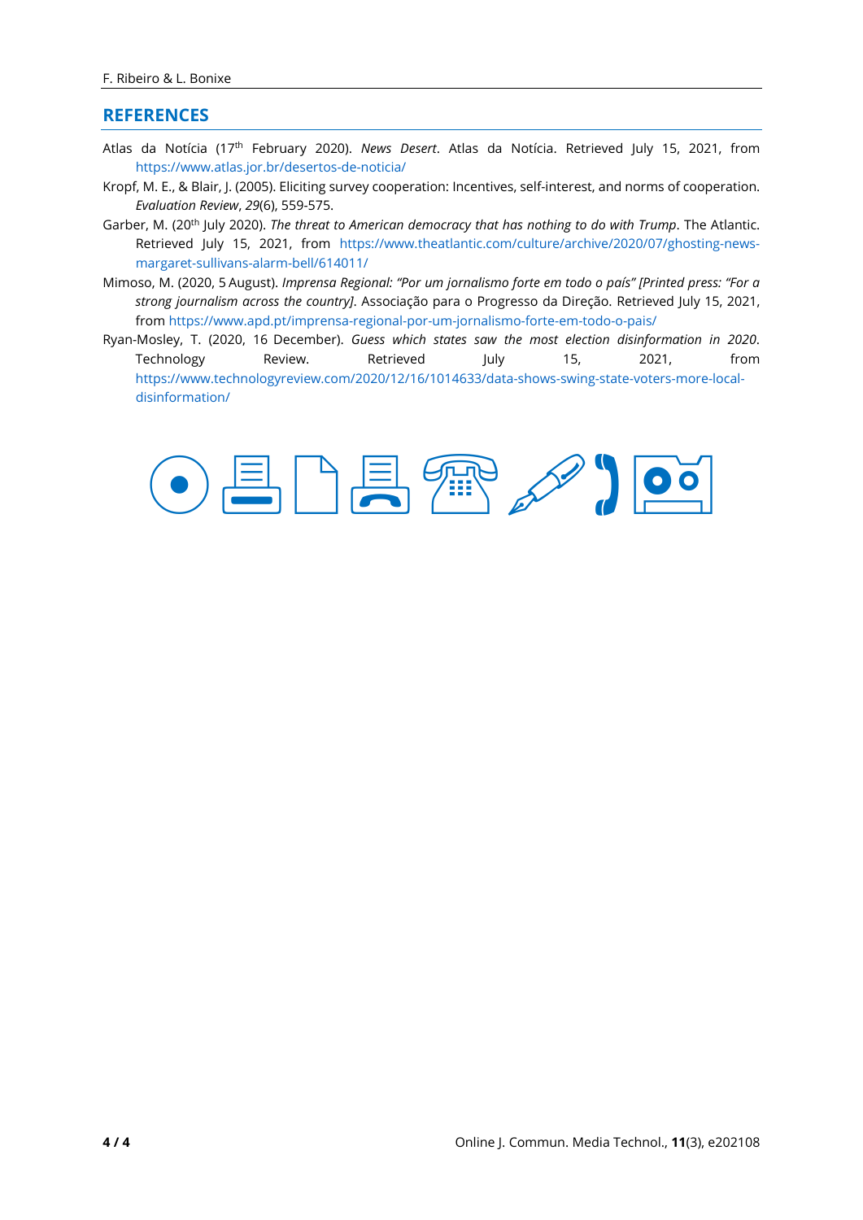## REFERENCES

Atlas da Notícia (17th February 2020). *News Desert*. Atlas da Notícia. Retrieved July 15, 2021, from https://www.atlas.jor.br/desertos-de-noticia/

Kropf, M. E., & Blair, J. (2005). Eliciting survey cooperation: Incentives, self-interest, and norms of cooperation. *Evaluation Review*, *29*(6), 559-575.

Garber, M. (20th July 2020). *The threat to American democracy that has nothing to do with Trump*. The Atlantic. Retrieved July 15, 2021, from https://www.theatlantic.com/culture/archive/2020/07/ghosting-news-margaret-sullivans-alarm-bell/614011/

Mimoso, M. (2020, 5 August). *Imprensa Regional: "Por um jornalismo forte em todo o país" [Printed press: "For a strong journalism across the country]*. Associação para o Progresso da Direção. Retrieved July 15, 2021, from https://www.apd.pt/imprensa-regional-por-um-jornalismo-forte-em-todo-o-pais/

Ryan-Mosley, T. (2020, 16 December). *Guess which states saw the most election disinformation in 2020*. Technology Review. Retrieved July 15, 2021, from https://www.technologyreview.com/2020/12/16/1014633/data-shows-swing-state-voters-more-local-disinformation/